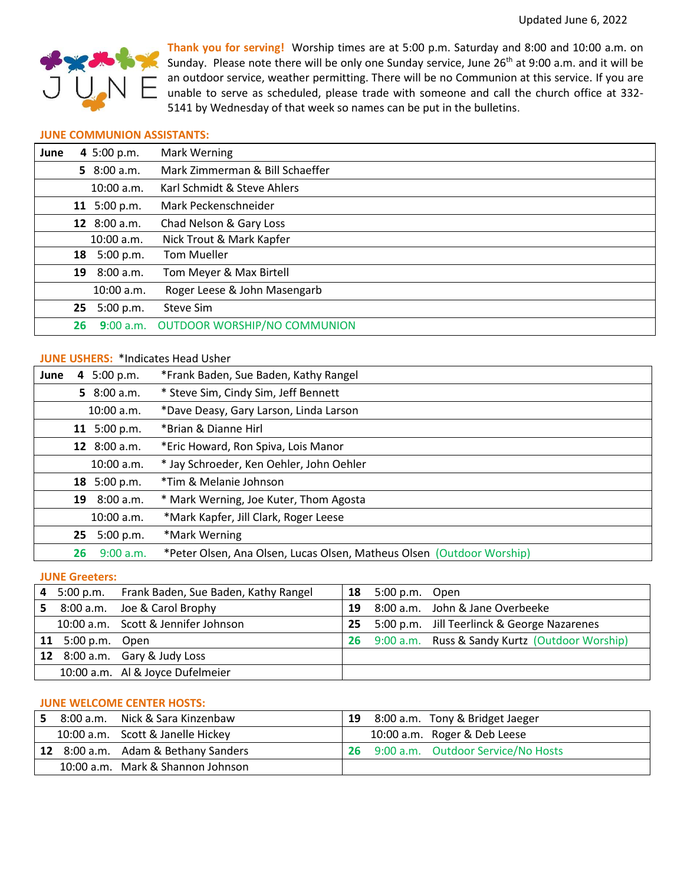Updated June 6, 2022

JUNE

**Thank you for serving!** Worship times are at 5:00 p.m. Saturday and 8:00 and 10:00 a.m. on Sunday. Please note there will be only one Sunday service, June 26th at 9:00 a.m. and it will be an outdoor service, weather permitting. There will be no Communion at this service. If you are unable to serve as scheduled, please trade with someone and call the church office at 332-5141 by Wednesday of that week so names can be put in the bulletins.

## JUNE COMMUNION ASSISTANTS:

| June | Time | Name |
|---|---|---|
| 4 | 5:00 p.m. | Mark Werning |
| 5 | 8:00 a.m. | Mark Zimmerman & Bill Schaeffer |
| | 10:00 a.m. | Karl Schmidt & Steve Ahlers |
| 11 | 5:00 p.m. | Mark Peckenschneider |
| 12 | 8:00 a.m. | Chad Nelson & Gary Loss |
| | 10:00 a.m. | Nick Trout & Mark Kapfer |
| 18 | 5:00 p.m. | Tom Mueller |
| 19 | 8:00 a.m. | Tom Meyer & Max Birtell |
| | 10:00 a.m. | Roger Leese & John Masengarb |
| 25 | 5:00 p.m. | Steve Sim |
| 26 | 9:00 a.m. | OUTDOOR WORSHIP/NO COMMUNION |

## JUNE USHERS: *Indicates Head Usher

| June | Time | Name |
|---|---|---|
| 4 | 5:00 p.m. | *Frank Baden, Sue Baden, Kathy Rangel |
| 5 | 8:00 a.m. | * Steve Sim, Cindy Sim, Jeff Bennett |
| | 10:00 a.m. | *Dave Deasy, Gary Larson, Linda Larson |
| 11 | 5:00 p.m. | *Brian & Dianne Hirl |
| 12 | 8:00 a.m. | *Eric Howard, Ron Spiva, Lois Manor |
| | 10:00 a.m. | * Jay Schroeder, Ken Oehler, John Oehler |
| 18 | 5:00 p.m. | *Tim & Melanie Johnson |
| 19 | 8:00 a.m. | * Mark Werning, Joe Kuter, Thom Agosta |
| | 10:00 a.m. | *Mark Kapfer, Jill Clark, Roger Leese |
| 25 | 5:00 p.m. | *Mark Werning |
| 26 | 9:00 a.m. | *Peter Olsen, Ana Olsen, Lucas Olsen, Matheus Olsen (Outdoor Worship) |

## JUNE Greeters:

| Date | Time | Name |
|---|---|---|
| 4 | 5:00 p.m. | Frank Baden, Sue Baden, Kathy Rangel |
| 5 | 8:00 a.m. | Joe & Carol Brophy |
| | 10:00 a.m. | Scott & Jennifer Johnson |
| 11 | 5:00 p.m. | Open |
| 12 | 8:00 a.m. | Gary & Judy Loss |
| | 10:00 a.m. | Al & Joyce Dufelmeier |
| 18 | 5:00 p.m. | Open |
| 19 | 8:00 a.m. | John & Jane Overbeeke |
| 25 | 5:00 p.m. | Jill Teerlinck & George Nazarenes |
| 26 | 9:00 a.m. | Russ & Sandy Kurtz (Outdoor Worship) |

## JUNE WELCOME CENTER HOSTS:

| Date | Time | Name |
|---|---|---|
| 5 | 8:00 a.m. | Nick & Sara Kinzenbaw |
| | 10:00 a.m. | Scott & Janelle Hickey |
| 12 | 8:00 a.m. | Adam & Bethany Sanders |
| | 10:00 a.m. | Mark & Shannon Johnson |
| 19 | 8:00 a.m. | Tony & Bridget Jaeger |
| | 10:00 a.m. | Roger & Deb Leese |
| 26 | 9:00 a.m. | Outdoor Service/No Hosts |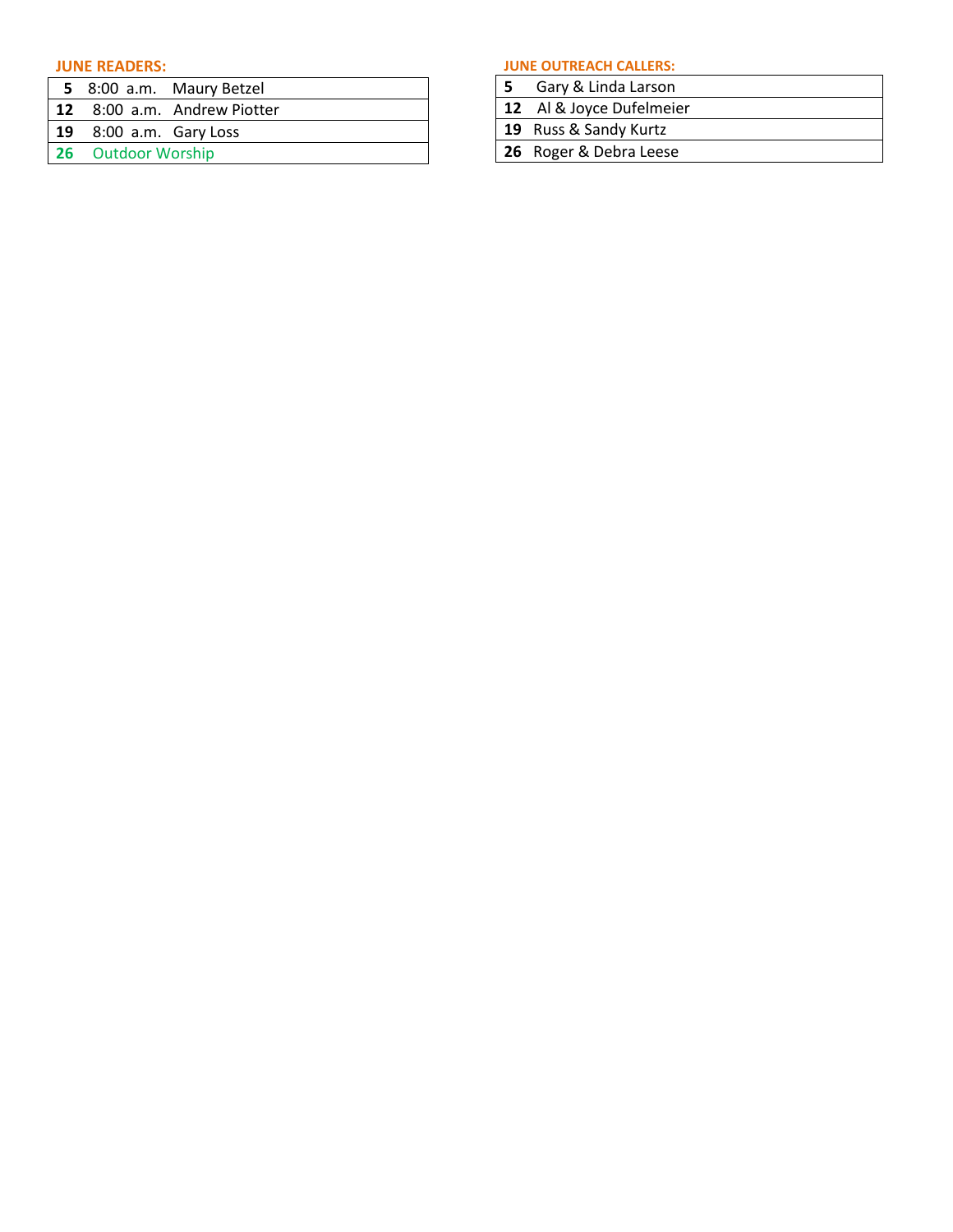**JUNE READERS:**

| | | |
|---|---|---|
| **5** | 8:00 a.m. | Maury Betzel |
| **12** | 8:00 a.m. | Andrew Piotter |
| **19** | 8:00 a.m. | Gary Loss |
| **26** | Outdoor Worship | |

**JUNE OUTREACH CALLERS:**

| | |
|---|---|
| **5** | Gary & Linda Larson |
| **12** | Al & Joyce Dufelmeier |
| **19** | Russ & Sandy Kurtz |
| **26** | Roger & Debra Leese |